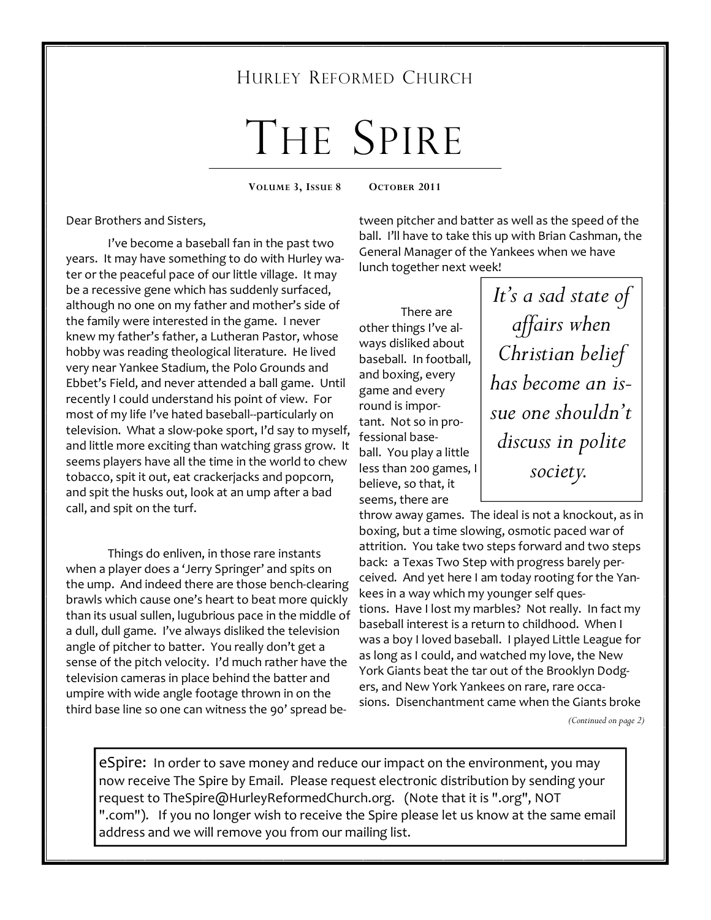HURLEY REFORMED CHURCH

# THE SPIRE

**VOLUME 3, ISSUE 8 OCTOBER 2011**

Dear Brothers and Sisters,

I've become a baseball fan in the past two years. It may have something to do with Hurley water or the peaceful pace of our little village. It may be a recessive gene which has suddenly surfaced, although no one on my father and mother's side of the family were interested in the game. I never knew my father's father, a Lutheran Pastor, whose hobby was reading theological literature. He lived very near Yankee Stadium, the Polo Grounds and Ebbet's Field, and never attended a ball game. Until recently I could understand his point of view. For most of my life I've hated baseball--particularly on television. What a slow-poke sport, I'd say to myself, and little more exciting than watching grass grow. It seems players have all the time in the world to chew tobacco, spit it out, eat crackerjacks and popcorn, and spit the husks out, look at an ump after a bad call, and spit on the turf.

Things do enliven, in those rare instants when a player does a 'Jerry Springer' and spits on the ump. And indeed there are those bench-clearing brawls which cause one's heart to beat more quickly than its usual sullen, lugubrious pace in the middle of a dull, dull game. I've always disliked the television angle of pitcher to batter. You really don't get a sense of the pitch velocity. I'd much rather have the television cameras in place behind the batter and umpire with wide angle footage thrown in on the third base line so one can witness the 90' spread between pitcher and batter as well as the speed of the ball. I'll have to take this up with Brian Cashman, the General Manager of the Yankees when we have lunch together next week!

> *It's a sad state of affairs when Christian belief has become an issue one shouldn't discuss in polite society.*

There are other things I've always disliked about baseball. In football, and boxing, every game and every round is important. Not so in professional baseball. You play a little less than 200 games, I believe, so that, it seems, there are throw away games. The ideal is not a knockout, as in boxing, but a time slowing, osmotic paced war of attrition. You take two steps forward and two steps back: a Texas Two Step with progress barely perceived. And yet here I am today rooting for the Yankees in a way which my younger self questions. Have I lost my marbles? Not really. In fact my baseball interest is a return to childhood. When I was a boy I loved baseball. I played Little League for as long as I could, and watched my love, the New York Giants beat the tar out of the Brooklyn Dodgers, and New York Yankees on rare, rare occasions. Disenchantment came when the Giants broke

*(Continued on page 2)*

eSpire: In order to save money and reduce our impact on the environment, you may now receive The Spire by Email. Please request electronic distribution by sending your request to TheSpire@HurleyReformedChurch.org. (Note that it is ".org", NOT ".com"). If you no longer wish to receive the Spire please let us know at the same email address and we will remove you from our mailing list.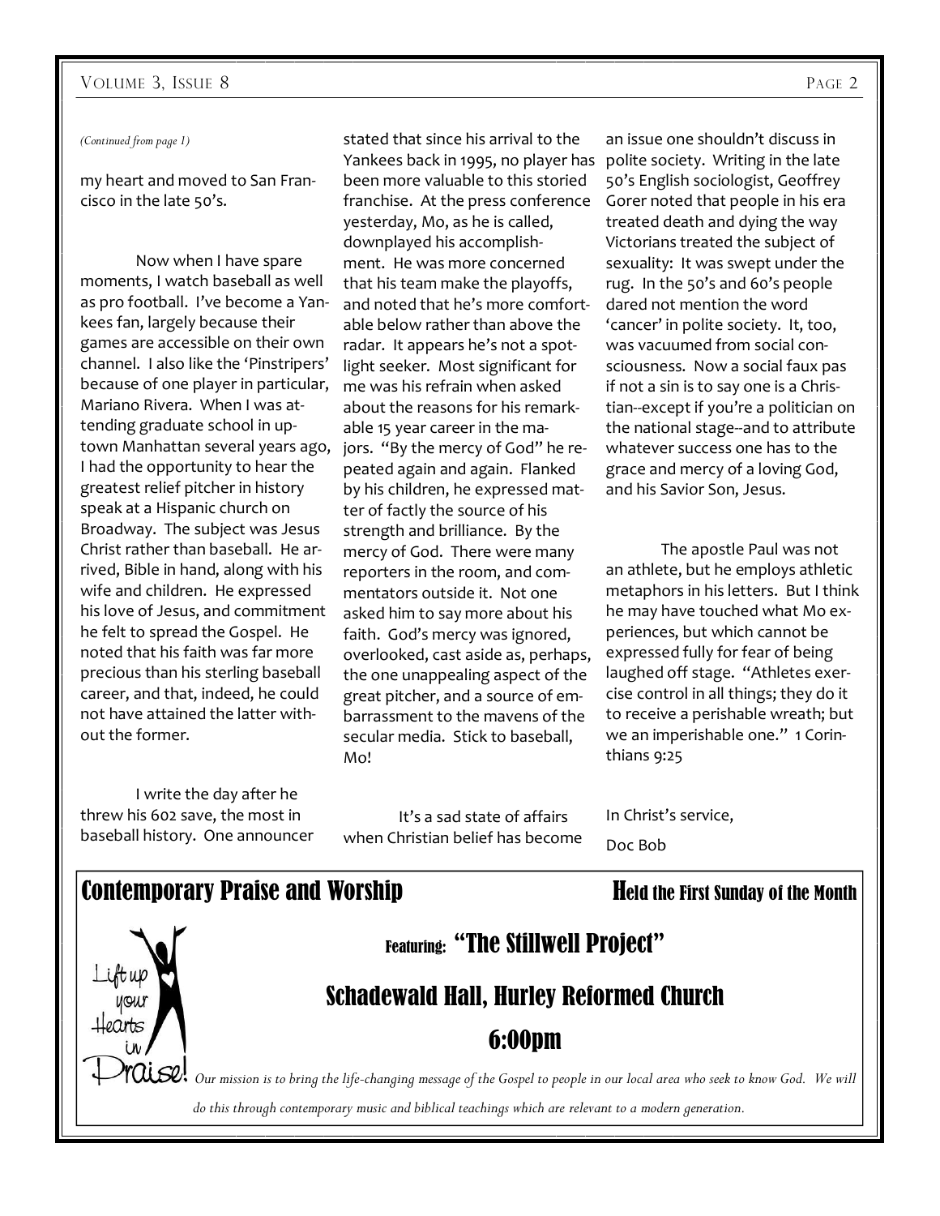*(Continued from page 1)*

my heart and moved to San Francisco in the late 50's.

Now when I have spare moments, I watch baseball as well as pro football. I've become a Yankees fan, largely because their games are accessible on their own channel. I also like the 'Pinstripers' because of one player in particular, Mariano Rivera. When I was attending graduate school in uptown Manhattan several years ago, I had the opportunity to hear the greatest relief pitcher in history speak at a Hispanic church on Broadway. The subject was Jesus Christ rather than baseball. He arrived, Bible in hand, along with his wife and children. He expressed his love of Jesus, and commitment he felt to spread the Gospel. He noted that his faith was far more precious than his sterling baseball career, and that, indeed, he could not have attained the latter without the former.

I write the day after he threw his 602 save, the most in baseball history. One announcer stated that since his arrival to the Yankees back in 1995, no player has been more valuable to this storied franchise. At the press conference yesterday, Mo, as he is called, downplayed his accomplishment. He was more concerned that his team make the playoffs, and noted that he's more comfortable below rather than above the radar. It appears he's not a spotlight seeker. Most significant for me was his refrain when asked about the reasons for his remarkable 15 year career in the majors. "By the mercy of God" he repeated again and again. Flanked by his children, he expressed matter of factly the source of his strength and brilliance. By the mercy of God. There were many reporters in the room, and commentators outside it. Not one asked him to say more about his faith. God's mercy was ignored, overlooked, cast aside as, perhaps, the one unappealing aspect of the great pitcher, and a source of embarrassment to the mavens of the secular media. Stick to baseball, Mo!

It's a sad state of affairs when Christian belief has become an issue one shouldn't discuss in polite society. Writing in the late 50's English sociologist, Geoffrey Gorer noted that people in his era treated death and dying the way Victorians treated the subject of sexuality: It was swept under the rug. In the 50's and 60's people dared not mention the word 'cancer' in polite society. It, too, was vacuumed from social consciousness. Now a social faux pas if not a sin is to say one is a Christian--except if you're a politician on the national stage--and to attribute whatever success one has to the grace and mercy of a loving God, and his Savior Son, Jesus.

The apostle Paul was not an athlete, but he employs athletic metaphors in his letters. But I think he may have touched what Mo experiences, but which cannot be expressed fully for fear of being laughed off stage. "Athletes exercise control in all things; they do it to receive a perishable wreath; but we an imperishable one." 1 Corinthians 9:25

In Christ's service,

Doc Bob

## Contemporary Praise and Worship

**Held the First Sunday of the Month**

Lift up your Hearts in Praise!

### Featuring: "The Stillwell Project"

### Schadewald Hall, Hurley Reformed Church

### 6:00pm

*Our mission is to bring the life-changing message of the Gospel to people in our local area who seek to know God. We will do this through contemporary music and biblical teachings which are relevant to a modern generation.*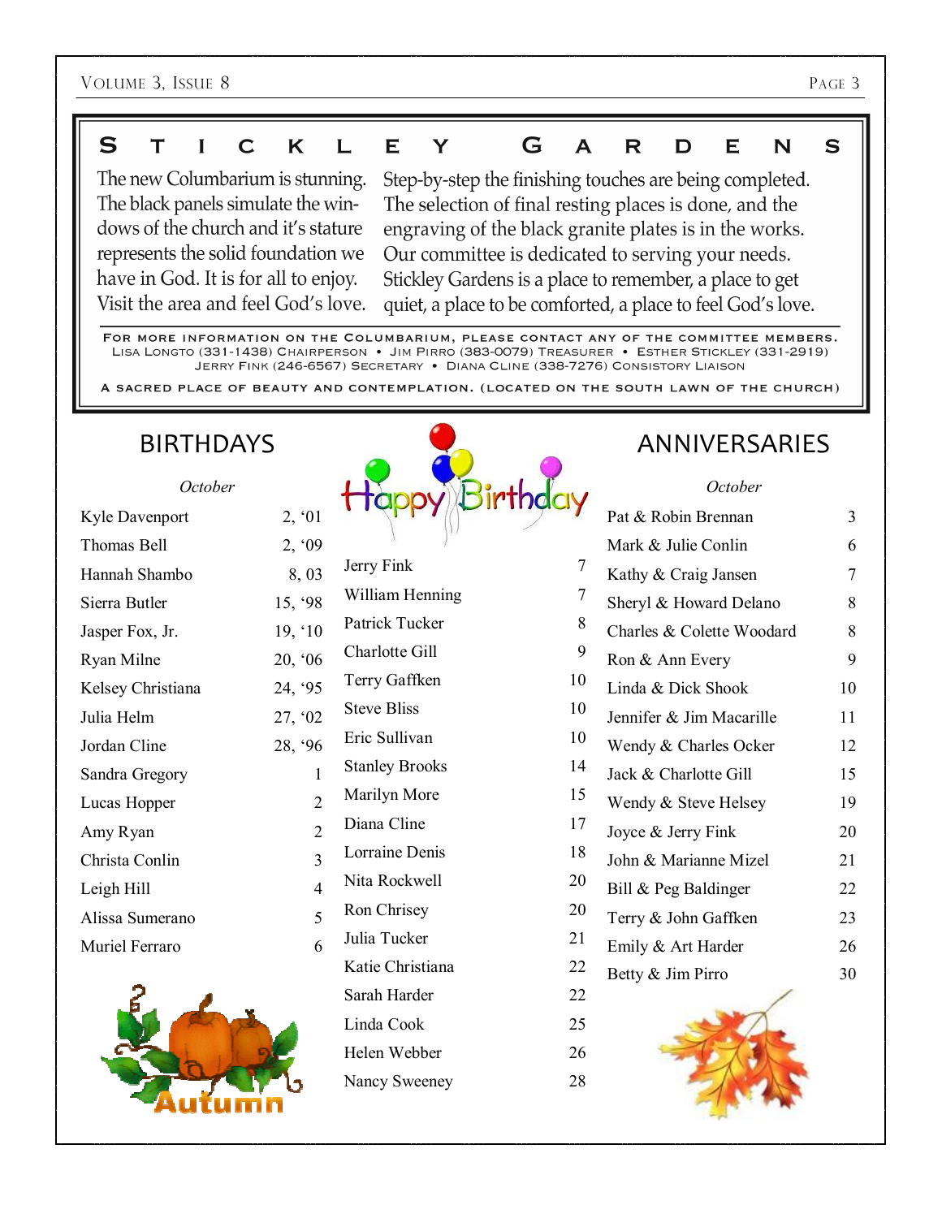# STICKLEY GARDENS

The new Columbarium is stunning. The black panels simulate the windows of the church and it's stature represents the solid foundation we have in God. It is for all to enjoy. Visit the area and feel God's love.

Step-by-step the finishing touches are being completed. The selection of final resting places is done, and the engraving of the black granite plates is in the works. Our committee is dedicated to serving your needs. Stickley Gardens is a place to remember, a place to get quiet, a place to be comforted, a place to feel God's love.

FOR MORE INFORMATION ON THE COLUMBARIUM, PLEASE CONTACT ANY OF THE COMMITTEE MEMBERS.
LISA LONGTO (331-1438) CHAIRPERSON • JIM PIRRO (383-0079) TREASURER • ESTHER STICKLEY (331-2919)
JERRY FINK (246-6567) SECRETARY • DIANA CLINE (338-7276) CONSISTORY LIAISON

A SACRED PLACE OF BEAUTY AND CONTEMPLATION. (LOCATED ON THE SOUTH LAWN OF THE CHURCH)

## BIRTHDAYS

*October*

| Name | Date |
|---|---|
| Kyle Davenport | 2, '01 |
| Thomas Bell | 2, '09 |
| Hannah Shambo | 8, 03 |
| Sierra Butler | 15, '98 |
| Jasper Fox, Jr. | 19, '10 |
| Ryan Milne | 20, '06 |
| Kelsey Christiana | 24, '95 |
| Julia Helm | 27, '02 |
| Jordan Cline | 28, '96 |
| Sandra Gregory | 1 |
| Lucas Hopper | 2 |
| Amy Ryan | 2 |
| Christa Conlin | 3 |
| Leigh Hill | 4 |
| Alissa Sumerano | 5 |
| Muriel Ferraro | 6 |
| Jerry Fink | 7 |
| William Henning | 7 |
| Patrick Tucker | 8 |
| Charlotte Gill | 9 |
| Terry Gaffken | 10 |
| Steve Bliss | 10 |
| Eric Sullivan | 10 |
| Stanley Brooks | 14 |
| Marilyn More | 15 |
| Diana Cline | 17 |
| Lorraine Denis | 18 |
| Nita Rockwell | 20 |
| Ron Chrisey | 20 |
| Julia Tucker | 21 |
| Katie Christiana | 22 |
| Sarah Harder | 22 |
| Linda Cook | 25 |
| Helen Webber | 26 |
| Nancy Sweeney | 28 |

## ANNIVERSARIES

*October*

| Names | Date |
|---|---|
| Pat & Robin Brennan | 3 |
| Mark & Julie Conlin | 6 |
| Kathy & Craig Jansen | 7 |
| Sheryl & Howard Delano | 8 |
| Charles & Colette Woodard | 8 |
| Ron & Ann Every | 9 |
| Linda & Dick Shook | 10 |
| Jennifer & Jim Macarille | 11 |
| Wendy & Charles Ocker | 12 |
| Jack & Charlotte Gill | 15 |
| Wendy & Steve Helsey | 19 |
| Joyce & Jerry Fink | 20 |
| John & Marianne Mizel | 21 |
| Bill & Peg Baldinger | 22 |
| Terry & John Gaffken | 23 |
| Emily & Art Harder | 26 |
| Betty & Jim Pirro | 30 |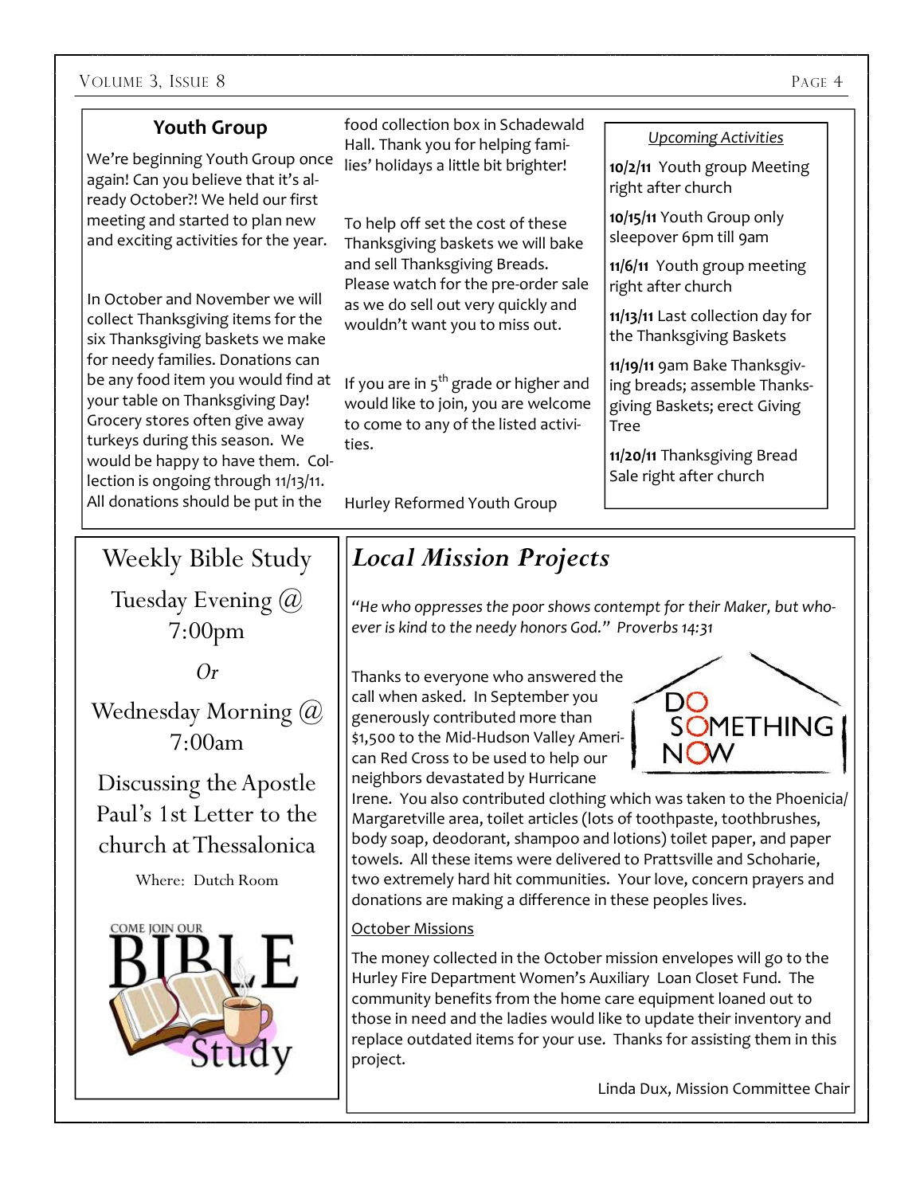## Youth Group

We're beginning Youth Group once again! Can you believe that it's already October?! We held our first meeting and started to plan new and exciting activities for the year.

In October and November we will collect Thanksgiving items for the six Thanksgiving baskets we make for needy families. Donations can be any food item you would find at your table on Thanksgiving Day! Grocery stores often give away turkeys during this season. We would be happy to have them. Collection is ongoing through 11/13/11. All donations should be put in the food collection box in Schadewald Hall. Thank you for helping families' holidays a little bit brighter!

To help off set the cost of these Thanksgiving baskets we will bake and sell Thanksgiving Breads. Please watch for the pre-order sale as we do sell out very quickly and wouldn't want you to miss out.

If you are in 5th grade or higher and would like to join, you are welcome to come to any of the listed activities.

Hurley Reformed Youth Group

### Upcoming Activities

**10/2/11** Youth group Meeting right after church

**10/15/11** Youth Group only sleepover 6pm till 9am

**11/6/11** Youth group meeting right after church

**11/13/11** Last collection day for the Thanksgiving Baskets

**11/19/11** 9am Bake Thanksgiving breads; assemble Thanksgiving Baskets; erect Giving Tree

**11/20/11** Thanksgiving Bread Sale right after church

## Weekly Bible Study

Tuesday Evening @ 7:00pm

*Or*

Wednesday Morning @ 7:00am

Discussing the Apostle Paul's 1st Letter to the church at Thessalonica

Where: Dutch Room

COME JOIN OUR BIBLE Study

## *Local Mission Projects*

*"He who oppresses the poor shows contempt for their Maker, but whoever is kind to the needy honors God." Proverbs 14:31*

DO SOMETHING NOW

Thanks to everyone who answered the call when asked. In September you generously contributed more than $1,500 to the Mid-Hudson Valley American Red Cross to be used to help our neighbors devastated by Hurricane Irene. You also contributed clothing which was taken to the Phoenicia/ Margaretville area, toilet articles (lots of toothpaste, toothbrushes, body soap, deodorant, shampoo and lotions) toilet paper, and paper towels. All these items were delivered to Prattsville and Schoharie, two extremely hard hit communities. Your love, concern prayers and donations are making a difference in these peoples lives.

October Missions

The money collected in the October mission envelopes will go to the Hurley Fire Department Women's Auxiliary Loan Closet Fund. The community benefits from the home care equipment loaned out to those in need and the ladies would like to update their inventory and replace outdated items for your use. Thanks for assisting them in this project.

Linda Dux, Mission Committee Chair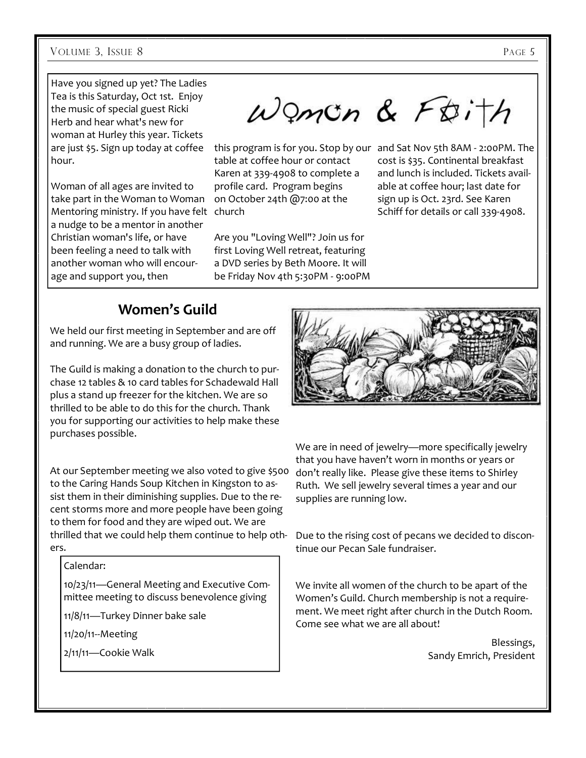# Woman & Faith

Have you signed up yet? The Ladies Tea is this Saturday, Oct 1st. Enjoy the music of special guest Ricki Herb and hear what's new for woman at Hurley this year. Tickets are just $5. Sign up today at coffee hour.

Woman of all ages are invited to take part in the Woman to Woman Mentoring ministry. If you have felt a nudge to be a mentor in another Christian woman's life, or have been feeling a need to talk with another woman who will encourage and support you, then this program is for you. Stop by our table at coffee hour or contact Karen at 339-4908 to complete a profile card. Program begins on October 24th @7:00 at the church

Are you "Loving Well"? Join us for first Loving Well retreat, featuring a DVD series by Beth Moore. It will be Friday Nov 4th 5:30PM - 9:00PM and Sat Nov 5th 8AM - 2:00PM. The cost is $35. Continental breakfast and lunch is included. Tickets available at coffee hour; last date for sign up is Oct. 23rd. See Karen Schiff for details or call 339-4908.

## Women's Guild

We held our first meeting in September and are off and running. We are a busy group of ladies.

The Guild is making a donation to the church to purchase 12 tables & 10 card tables for Schadewald Hall plus a stand up freezer for the kitchen. We are so thrilled to be able to do this for the church. Thank you for supporting our activities to help make these purchases possible.

At our September meeting we also voted to give $500 to the Caring Hands Soup Kitchen in Kingston to assist them in their diminishing supplies. Due to the recent storms more and more people have been going to them for food and they are wiped out. We are thrilled that we could help them continue to help others.

Calendar:

10/23/11—General Meeting and Executive Committee meeting to discuss benevolence giving

11/8/11—Turkey Dinner bake sale

11/20/11--Meeting

2/11/11—Cookie Walk

We are in need of jewelry—more specifically jewelry that you have haven't worn in months or years or don't really like. Please give these items to Shirley Ruth. We sell jewelry several times a year and our supplies are running low.

Due to the rising cost of pecans we decided to discontinue our Pecan Sale fundraiser.

We invite all women of the church to be apart of the Women's Guild. Church membership is not a requirement. We meet right after church in the Dutch Room. Come see what we are all about!

Blessings,
Sandy Emrich, President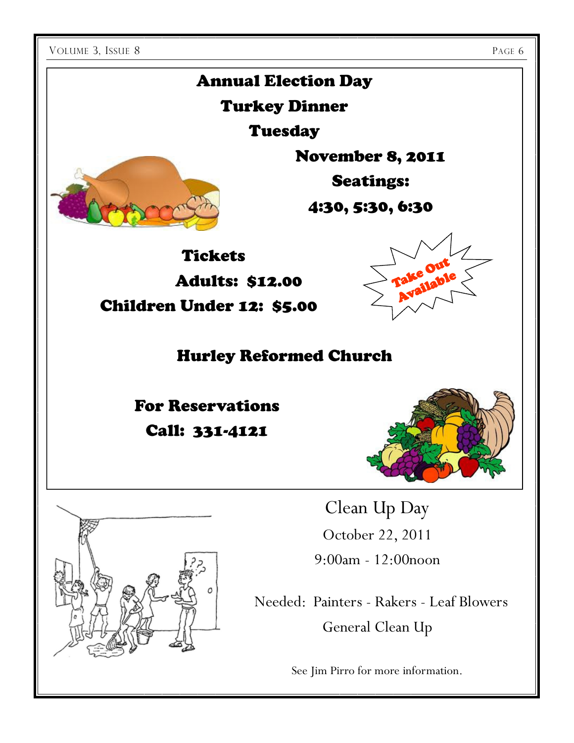# Annual Election Day

# Turkey Dinner

**Tuesday**

**November 8, 2011**

**Seatings:**

**4:30, 5:30, 6:30**

**Tickets**

**Adults: $12.00**

**Children Under 12: $5.00**

Take Out Available

**Hurley Reformed Church**

**For Reservations**

**Call: 331-4121**

## Clean Up Day

October 22, 2011

9:00am - 12:00noon

Needed: Painters - Rakers - Leaf Blowers

General Clean Up

See Jim Pirro for more information.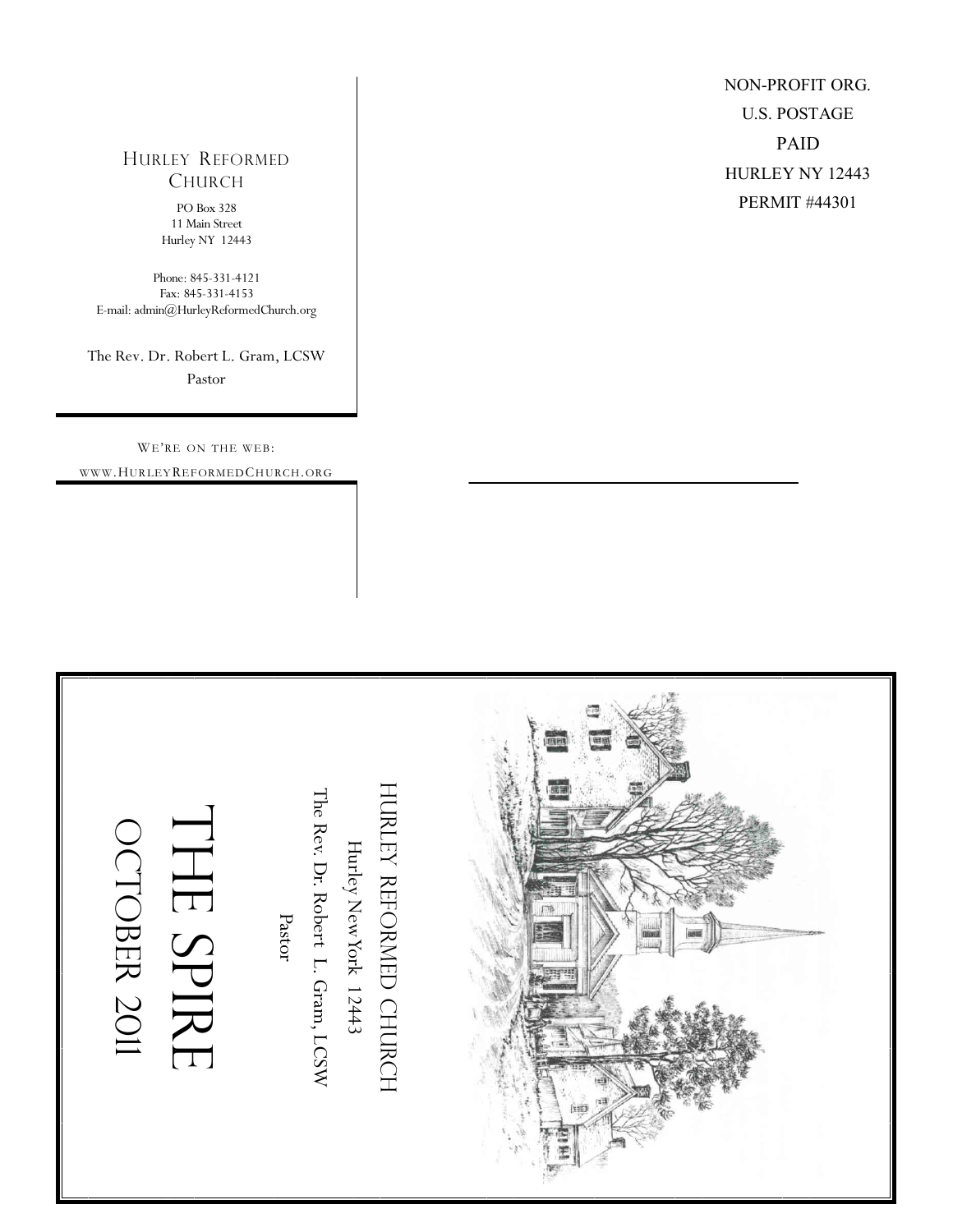HURLEY REFORMED CHURCH

PO Box 328
11 Main Street
Hurley NY 12443

Phone: 845-331-4121
Fax: 845-331-4153
E-mail: admin@HurleyReformedChurch.org

The Rev. Dr. Robert L. Gram, LCSW
Pastor

WE'RE ON THE WEB:
WWW.HURLEYREFORMEDCHURCH.ORG

NON-PROFIT ORG.
U.S. POSTAGE
PAID
HURLEY NY 12443
PERMIT #44301

# THE SPIRE
## OCTOBER 2011

HURLEY REFORMED CHURCH
Hurley New York 12443
The Rev. Dr. Robert L. Gram, LCSW
Pastor